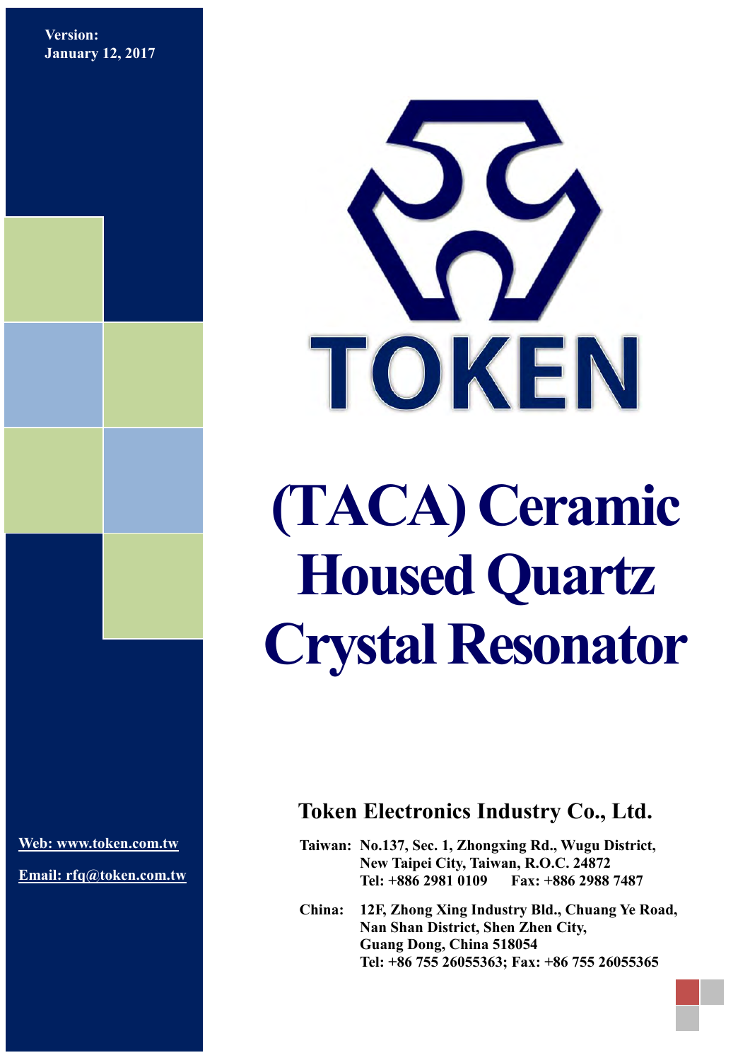Version:
January 12, 2017

TOKEN

# (TACA) Ceramic Housed Quartz Crystal Resonator

## Token Electronics Industry Co., Ltd.

Web: www.token.com.tw

Email: rfq@token.com.tw

**Taiwan:** No.137, Sec. 1, Zhongxing Rd., Wugu District,
New Taipei City, Taiwan, R.O.C. 24872
Tel: +886 2981 0109 Fax: +886 2988 7487

**China:** 12F, Zhong Xing Industry Bld., Chuang Ye Road,
Nan Shan District, Shen Zhen City,
Guang Dong, China 518054
Tel: +86 755 26055363; Fax: +86 755 26055365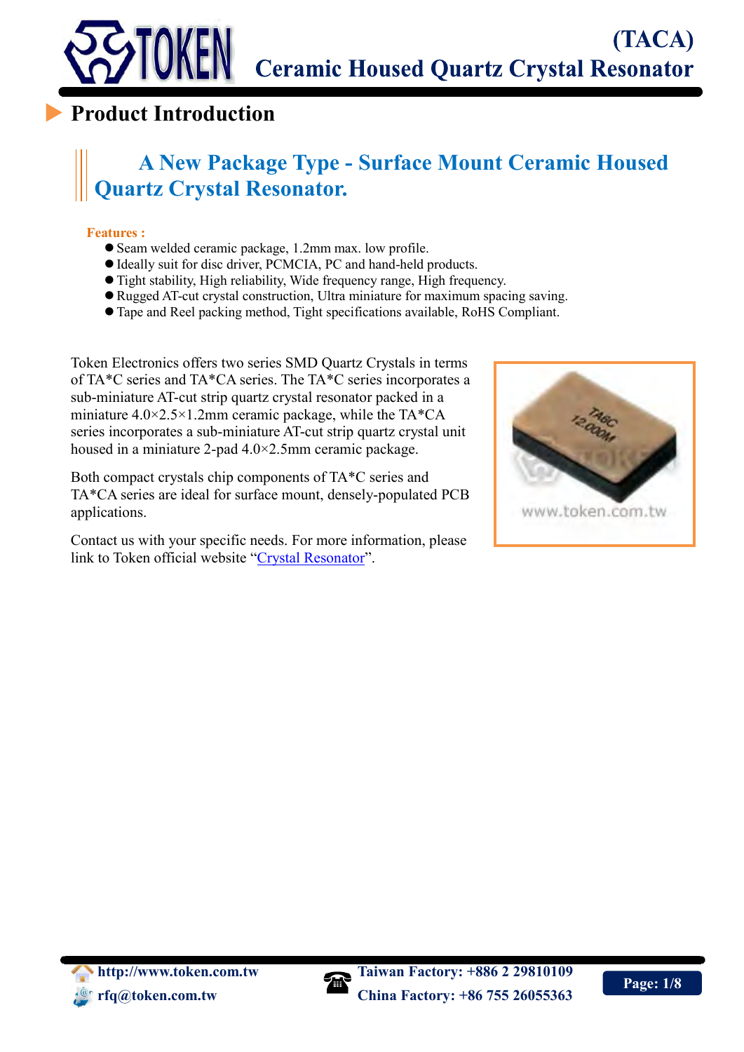# (TACA) Ceramic Housed Quartz Crystal Resonator

## Product Introduction

### A New Package Type - Surface Mount Ceramic Housed Quartz Crystal Resonator.

**Features :**

- Seam welded ceramic package, 1.2mm max. low profile.
- Ideally suit for disc driver, PCMCIA, PC and hand-held products.
- Tight stability, High reliability, Wide frequency range, High frequency.
- Rugged AT-cut crystal construction, Ultra miniature for maximum spacing saving.
- Tape and Reel packing method, Tight specifications available, RoHS Compliant.

Token Electronics offers two series SMD Quartz Crystals in terms of TA*C series and TA*CA series. The TA*C series incorporates a sub-miniature AT-cut strip quartz crystal resonator packed in a miniature 4.0×2.5×1.2mm ceramic package, while the TA*CA series incorporates a sub-miniature AT-cut strip quartz crystal unit housed in a miniature 2-pad 4.0×2.5mm ceramic package.

Both compact crystals chip components of TA*C series and TA*CA series are ideal for surface mount, densely-populated PCB applications.

Contact us with your specific needs. For more information, please link to Token official website "Crystal Resonator".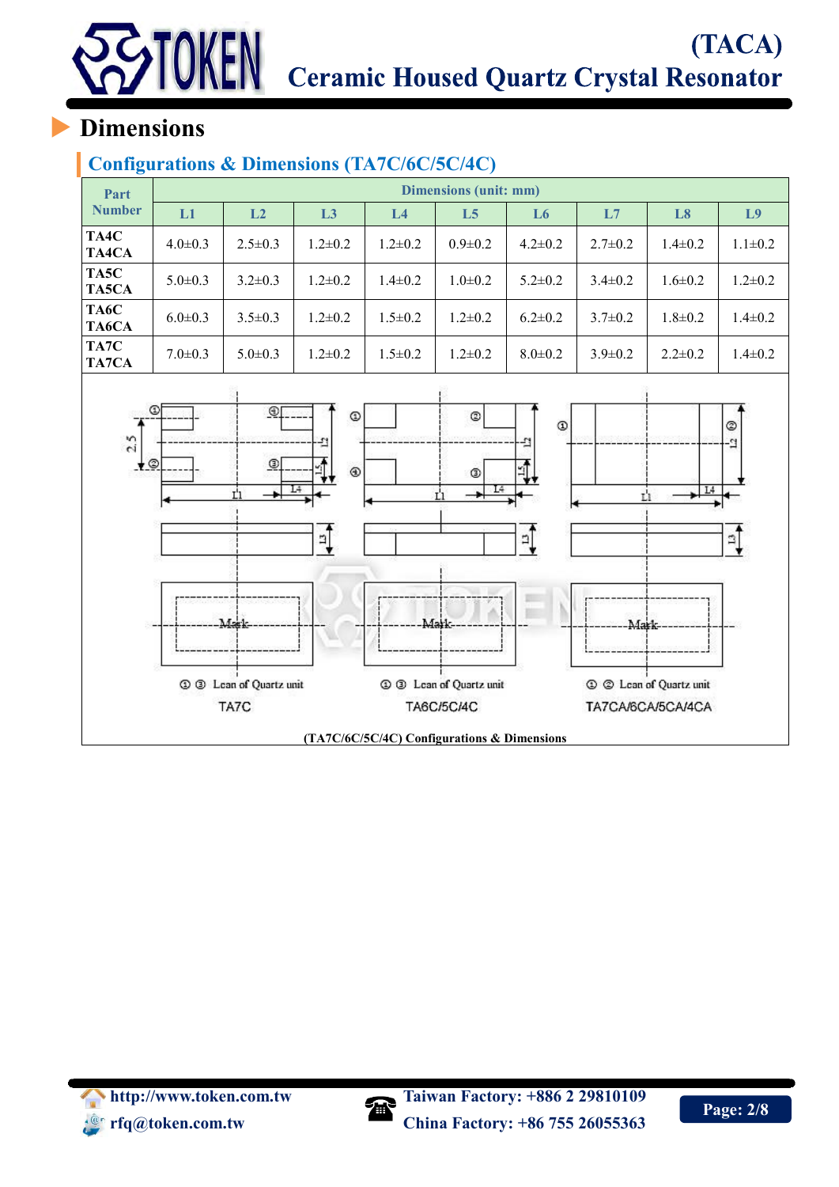# Dimensions

## Configurations & Dimensions (TA7C/6C/5C/4C)

| Part Number | Dimensions (unit: mm) | | | | | | | | |
|---|---|---|---|---|---|---|---|---|---|
| | L1 | L2 | L3 | L4 | L5 | L6 | L7 | L8 | L9 |
| TA4C TA4CA | 4.0±0.3 | 2.5±0.3 | 1.2±0.2 | 1.2±0.2 | 0.9±0.2 | 4.2±0.2 | 2.7±0.2 | 1.4±0.2 | 1.1±0.2 |
| TA5C TA5CA | 5.0±0.3 | 3.2±0.3 | 1.2±0.2 | 1.4±0.2 | 1.0±0.2 | 5.2±0.2 | 3.4±0.2 | 1.6±0.2 | 1.2±0.2 |
| TA6C TA6CA | 6.0±0.3 | 3.5±0.3 | 1.2±0.2 | 1.5±0.2 | 1.2±0.2 | 6.2±0.2 | 3.7±0.2 | 1.8±0.2 | 1.4±0.2 |
| TA7C TA7CA | 7.0±0.3 | 5.0±0.3 | 1.2±0.2 | 1.5±0.2 | 1.2±0.2 | 8.0±0.2 | 3.9±0.2 | 2.2±0.2 | 1.4±0.2 |

① ③ Lean of Quartz unit — TA7C

① ③ Lean of Quartz unit — TA6C/5C/4C

① ② Lean of Quartz unit — TA7CA/6CA/5CA/4CA

(TA7C/6C/5C/4C) Configurations & Dimensions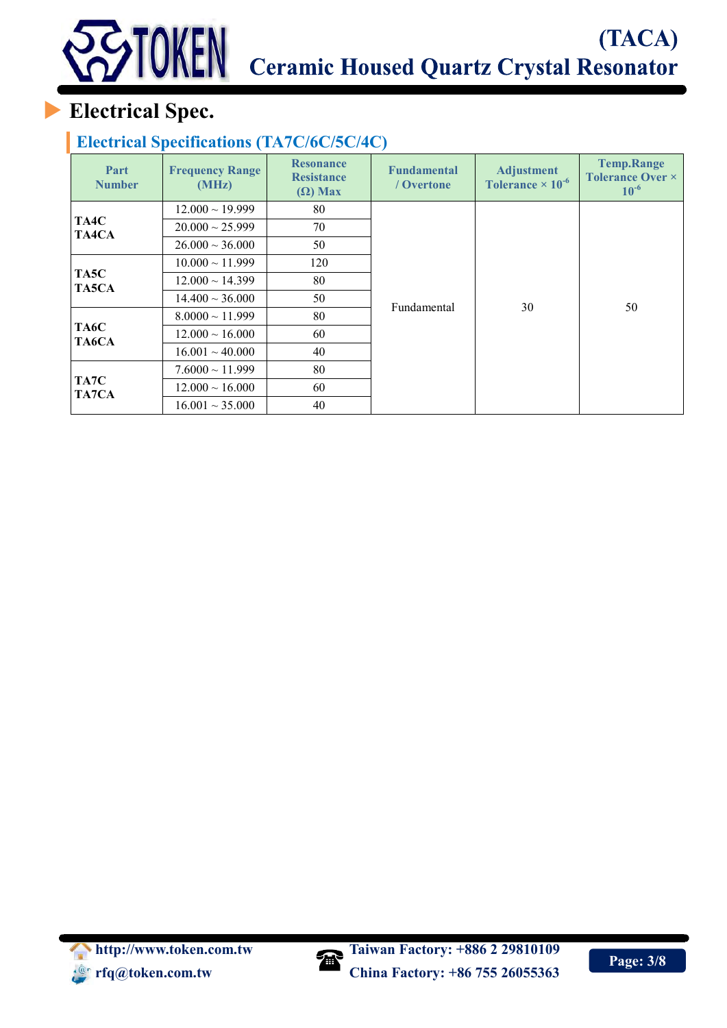## Electrical Spec.

### Electrical Specifications (TA7C/6C/5C/4C)

| Part Number | Frequency Range (MHz) | Resonance Resistance (Ω) Max | Fundamental / Overtone | Adjustment Tolerance × $10^{-6}$ | Temp.Range Tolerance Over × $10^{-6}$ |
|---|---|---|---|---|---|
| TA4C TA4CA | 12.000 ~ 19.999 | 80 | Fundamental | 30 | 50 |
| | 20.000 ~ 25.999 | 70 | | | |
| | 26.000 ~ 36.000 | 50 | | | |
| TA5C TA5CA | 10.000 ~ 11.999 | 120 | | | |
| | 12.000 ~ 14.399 | 80 | | | |
| | 14.400 ~ 36.000 | 50 | | | |
| TA6C TA6CA | 8.0000 ~ 11.999 | 80 | | | |
| | 12.000 ~ 16.000 | 60 | | | |
| | 16.001 ~ 40.000 | 40 | | | |
| TA7C TA7CA | 7.6000 ~ 11.999 | 80 | | | |
| | 12.000 ~ 16.000 | 60 | | | |
| | 16.001 ~ 35.000 | 40 | | | |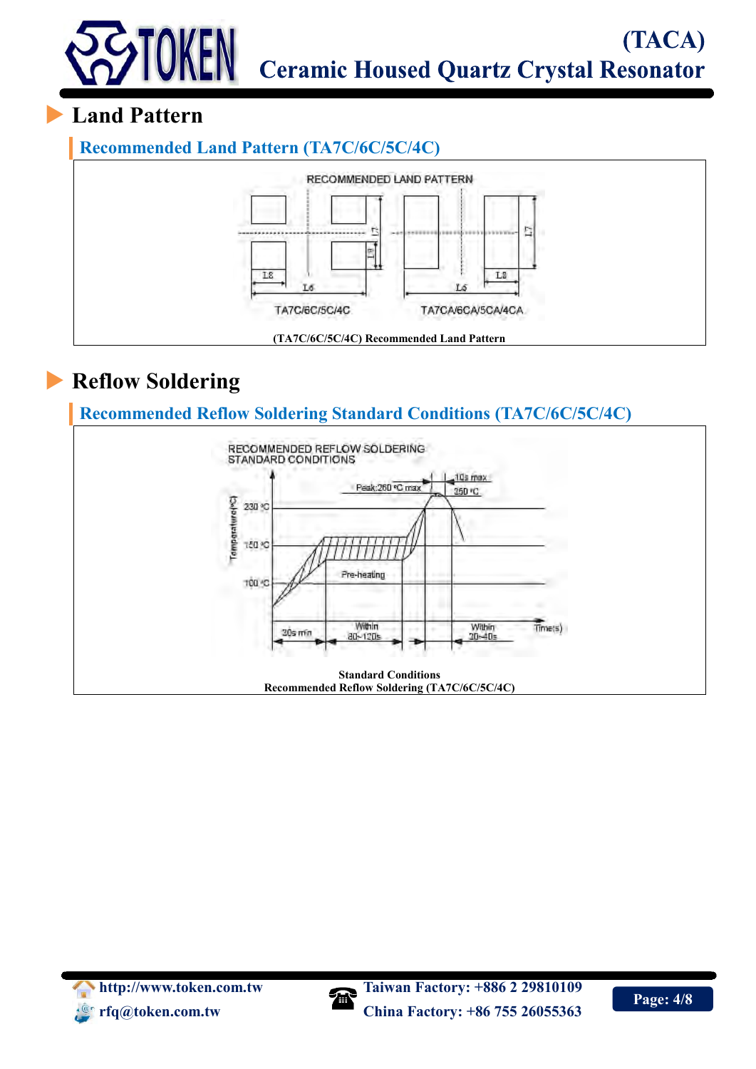# Land Pattern

## Recommended Land Pattern (TA7C/6C/5C/4C)

RECOMMENDED LAND PATTERN

L7, L8, L6

TA7C/6C/5C/4C TA7CA/6CA/5CA/4CA

(TA7C/6C/5C/4C) Recommended Land Pattern

# Reflow Soldering

## Recommended Reflow Soldering Standard Conditions (TA7C/6C/5C/4C)

RECOMMENDED REFLOW SOLDERING STANDARD CONDITIONS

Temperature(°C)

Peak:260 °C max

10s max

250 °C

230 °C

150 °C

100 °C

Pre-heating

20s min

Within 80~120s

Within 30~40s

Time(s)

Standard Conditions
Recommended Reflow Soldering (TA7C/6C/5C/4C)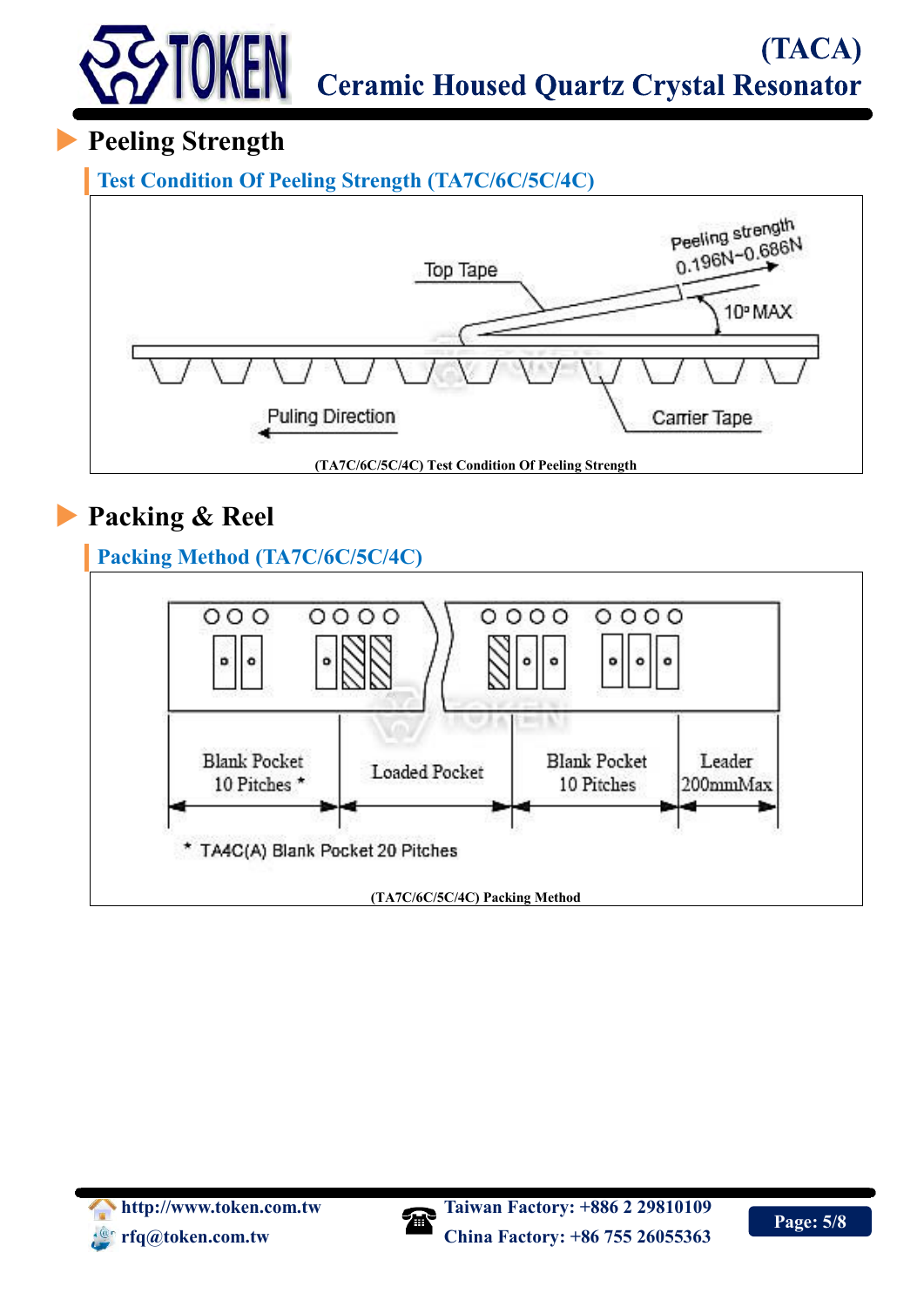# Peeling Strength

## Test Condition Of Peeling Strength (TA7C/6C/5C/4C)

Top Tape

Peeling strength 0.196N~0.686N

10° MAX

Puling Direction

Carrier Tape

(TA7C/6C/5C/4C) Test Condition Of Peeling Strength

# Packing & Reel

## Packing Method (TA7C/6C/5C/4C)

Blank Pocket 10 Pitches *

Loaded Pocket

Blank Pocket 10 Pitches

Leader 200mmMax

* TA4C(A) Blank Pocket 20 Pitches

(TA7C/6C/5C/4C) Packing Method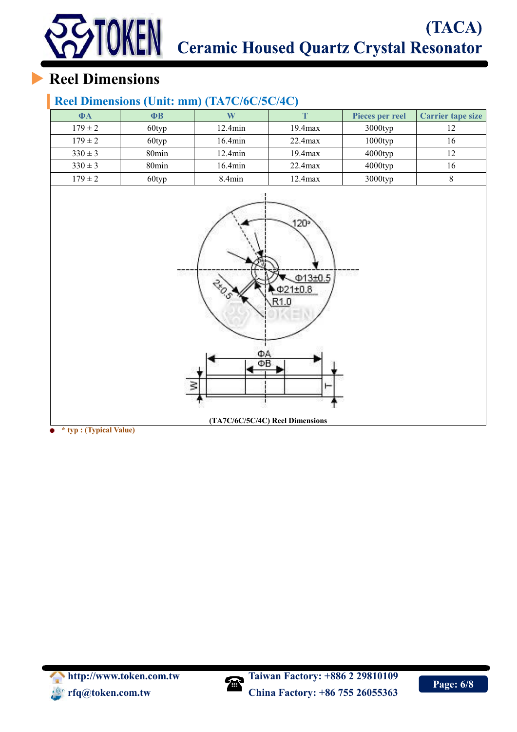# Reel Dimensions

## Reel Dimensions (Unit: mm) (TA7C/6C/5C/4C)

| ΦA | ΦB | W | T | Pieces per reel | Carrier tape size |
|---|---|---|---|---|---|
| 179 ± 2 | 60typ | 12.4min | 19.4max | 3000typ | 12 |
| 179 ± 2 | 60typ | 16.4min | 22.4max | 1000typ | 16 |
| 330 ± 3 | 80min | 12.4min | 19.4max | 4000typ | 12 |
| 330 ± 3 | 80min | 16.4min | 22.4max | 4000typ | 16 |
| 179 ± 2 | 60typ | 8.4min | 12.4max | 3000typ | 8 |

(TA7C/6C/5C/4C) Reel Dimensions

- * typ : (Typical Value)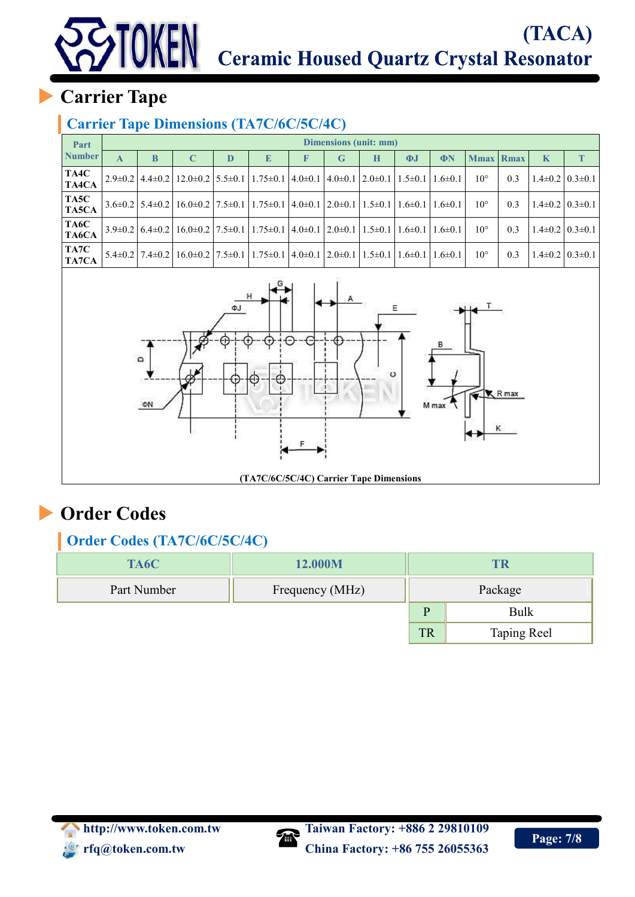## Carrier Tape

### Carrier Tape Dimensions (TA7C/6C/5C/4C)

| Part Number | Dimensions (unit: mm) | | | | | | | | | | | | |
|---|---|---|---|---|---|---|---|---|---|---|---|---|---|
| | A | B | C | D | E | F | G | H | ΦJ | ΦN | Mmax | Rmax | K | T |
| TA4C TA4CA | 2.9±0.2 | 4.4±0.2 | 12.0±0.2 | 5.5±0.1 | 1.75±0.1 | 4.0±0.1 | 4.0±0.1 | 2.0±0.1 | 1.5±0.1 | 1.6±0.1 | 10° | 0.3 | 1.4±0.2 | 0.3±0.1 |
| TA5C TA5CA | 3.6±0.2 | 5.4±0.2 | 16.0±0.2 | 7.5±0.1 | 1.75±0.1 | 4.0±0.1 | 2.0±0.1 | 1.5±0.1 | 1.6±0.1 | 1.6±0.1 | 10° | 0.3 | 1.4±0.2 | 0.3±0.1 |
| TA6C TA6CA | 3.9±0.2 | 6.4±0.2 | 16.0±0.2 | 7.5±0.1 | 1.75±0.1 | 4.0±0.1 | 2.0±0.1 | 1.5±0.1 | 1.6±0.1 | 1.6±0.1 | 10° | 0.3 | 1.4±0.2 | 0.3±0.1 |
| TA7C TA7CA | 5.4±0.2 | 7.4±0.2 | 16.0±0.2 | 7.5±0.1 | 1.75±0.1 | 4.0±0.1 | 2.0±0.1 | 1.5±0.1 | 1.6±0.1 | 1.6±0.1 | 10° | 0.3 | 1.4±0.2 | 0.3±0.1 |

(TA7C/6C/5C/4C) Carrier Tape Dimensions

## Order Codes

### Order Codes (TA7C/6C/5C/4C)

| TA6C | 12.000M | TR | |
|---|---|---|---|
| Part Number | Frequency (MHz) | Package | |
| | | P | Bulk |
| | | TR | Taping Reel |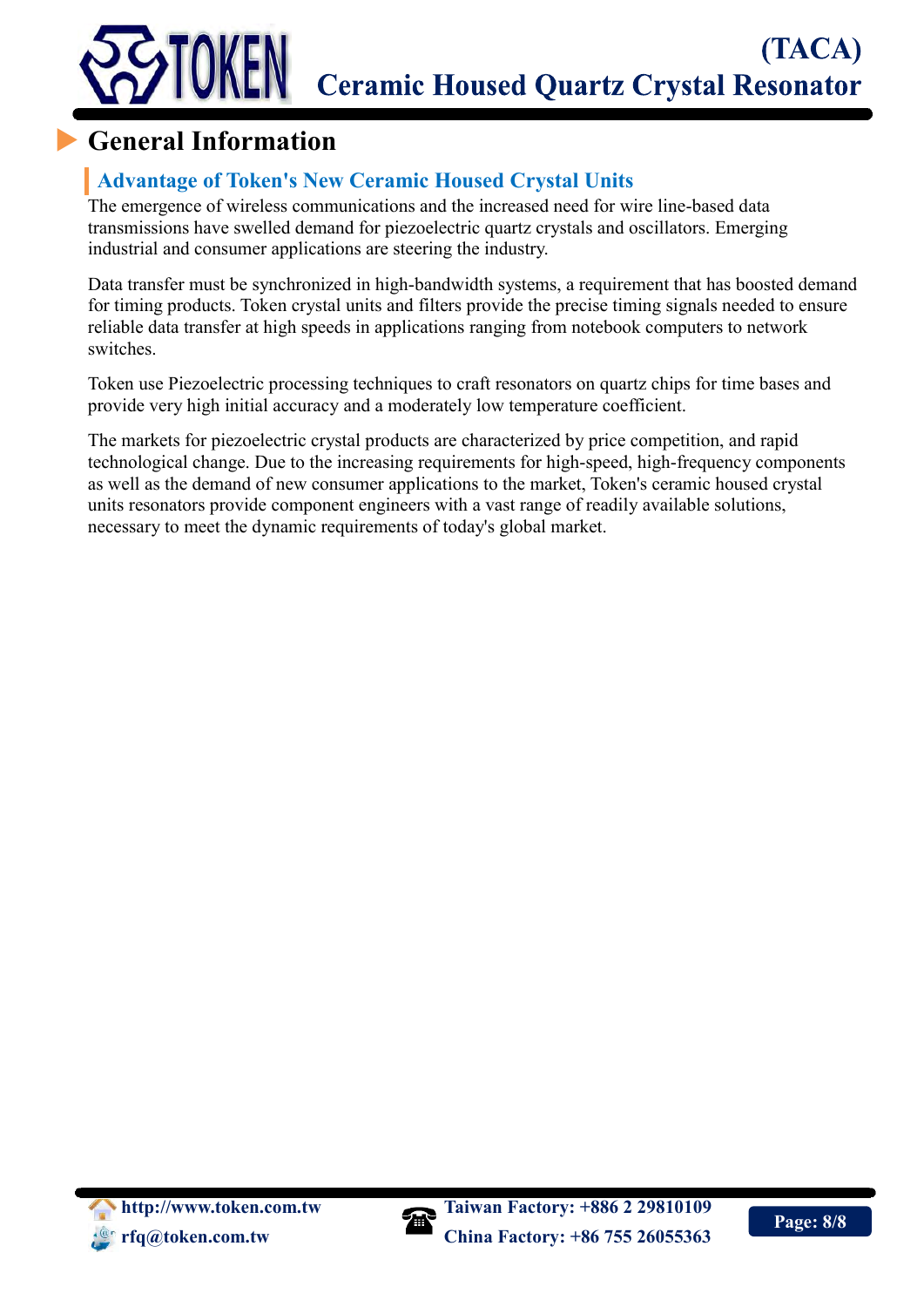## General Information

### Advantage of Token's New Ceramic Housed Crystal Units

The emergence of wireless communications and the increased need for wire line-based data transmissions have swelled demand for piezoelectric quartz crystals and oscillators. Emerging industrial and consumer applications are steering the industry.

Data transfer must be synchronized in high-bandwidth systems, a requirement that has boosted demand for timing products. Token crystal units and filters provide the precise timing signals needed to ensure reliable data transfer at high speeds in applications ranging from notebook computers to network switches.

Token use Piezoelectric processing techniques to craft resonators on quartz chips for time bases and provide very high initial accuracy and a moderately low temperature coefficient.

The markets for piezoelectric crystal products are characterized by price competition, and rapid technological change. Due to the increasing requirements for high-speed, high-frequency components as well as the demand of new consumer applications to the market, Token's ceramic housed crystal units resonators provide component engineers with a vast range of readily available solutions, necessary to meet the dynamic requirements of today's global market.